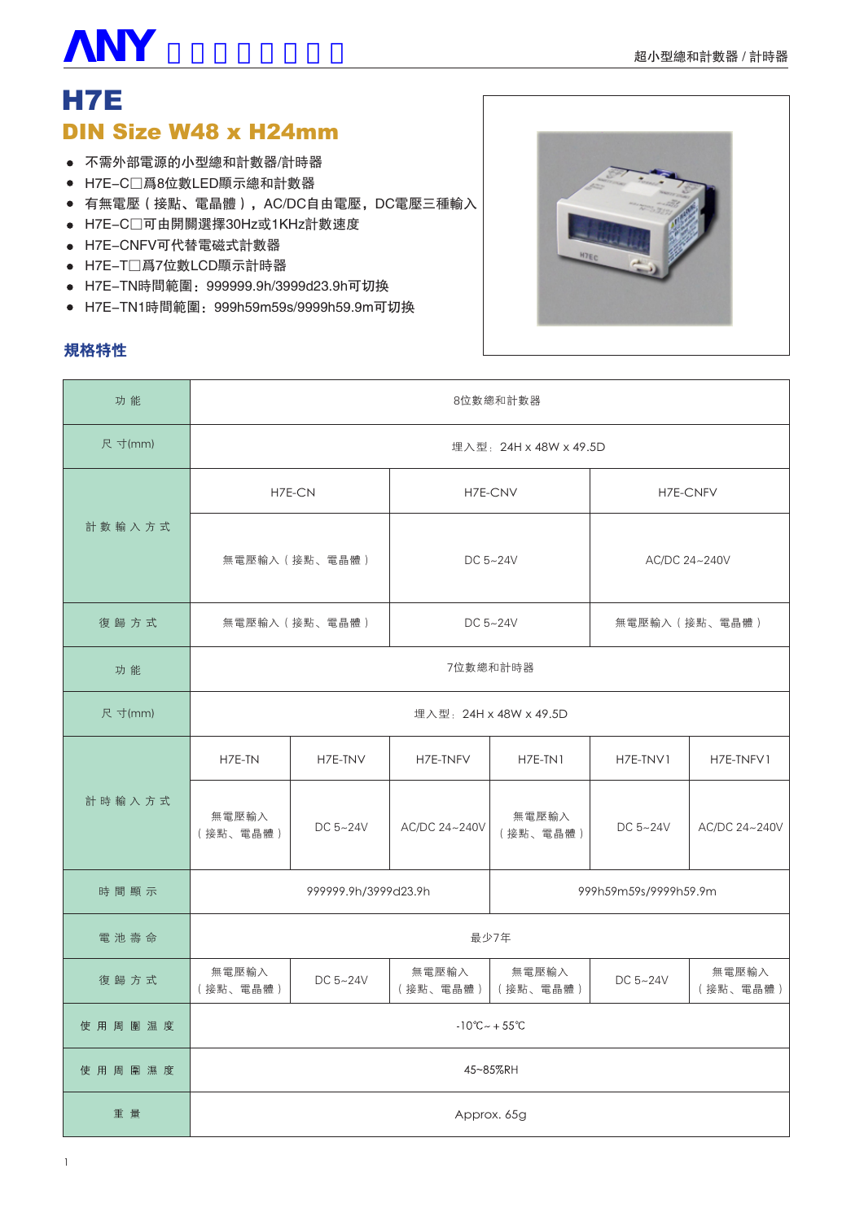# H7E

## DIN Size W48 x H24mm

- 不需外部電源的小型總和計數器/計時器
- H7E–C□爲8位數LED顯示總和計數器
- 有無電壓（接點、電晶體），AC/DC自由電壓，DC電壓三種輸入
- H7E–C□可由開關選擇30Hz或1KHz計數速度
- H7E–CNFV可代替電磁式計數器
- H7E–T□爲7位數LCD顯示計時器
- H7E–TN時間範圍：999999.9h/3999d23.9h可切換
- H7E–TN1時間範圍：999h59m59s/9999h59.9m可切換

### 規格特性

| 功 能 | 8位數總和計數器 | | |
|---|---|---|---|
| 尺 寸(mm) | 埋入型：24H x 48W x 49.5D | | |
| 計 數 輸 入 方 式 | H7E-CN | H7E-CNV | H7E-CNFV |
| | 無電壓輸入（接點、電晶體） | DC 5~24V | AC/DC 24~240V |
| 復 歸 方 式 | 無電壓輸入（接點、電晶體） | DC 5~24V | 無電壓輸入（接點、電晶體） |

| 功 能 | 7位數總和計時器 | | | | | |
|---|---|---|---|---|---|---|
| 尺 寸(mm) | 埋入型：24H x 48W x 49.5D | | | | | |
| 計 時 輸 入 方 式 | H7E-TN | H7E-TNV | H7E-TNFV | H7E-TN1 | H7E-TNV1 | H7E-TNFV1 |
| | 無電壓輸入（接點、電晶體） | DC 5~24V | AC/DC 24~240V | 無電壓輸入（接點、電晶體） | DC 5~24V | AC/DC 24~240V |
| 時 間 顯 示 | 999999.9h/3999d23.9h | | | 999h59m59s/9999h59.9m | | |
| 電 池 壽 命 | 最少7年 | | | | | |
| 復 歸 方 式 | 無電壓輸入（接點、電晶體） | DC 5~24V | 無電壓輸入（接點、電晶體） | 無電壓輸入（接點、電晶體） | DC 5~24V | 無電壓輸入（接點、電晶體） |
| 使 用 周 圍 溫 度 | -10℃~＋55℃ | | | | | |
| 使 用 周 圍 濕 度 | 45~85%RH | | | | | |
| 重 量 | Approx. 65g | | | | | |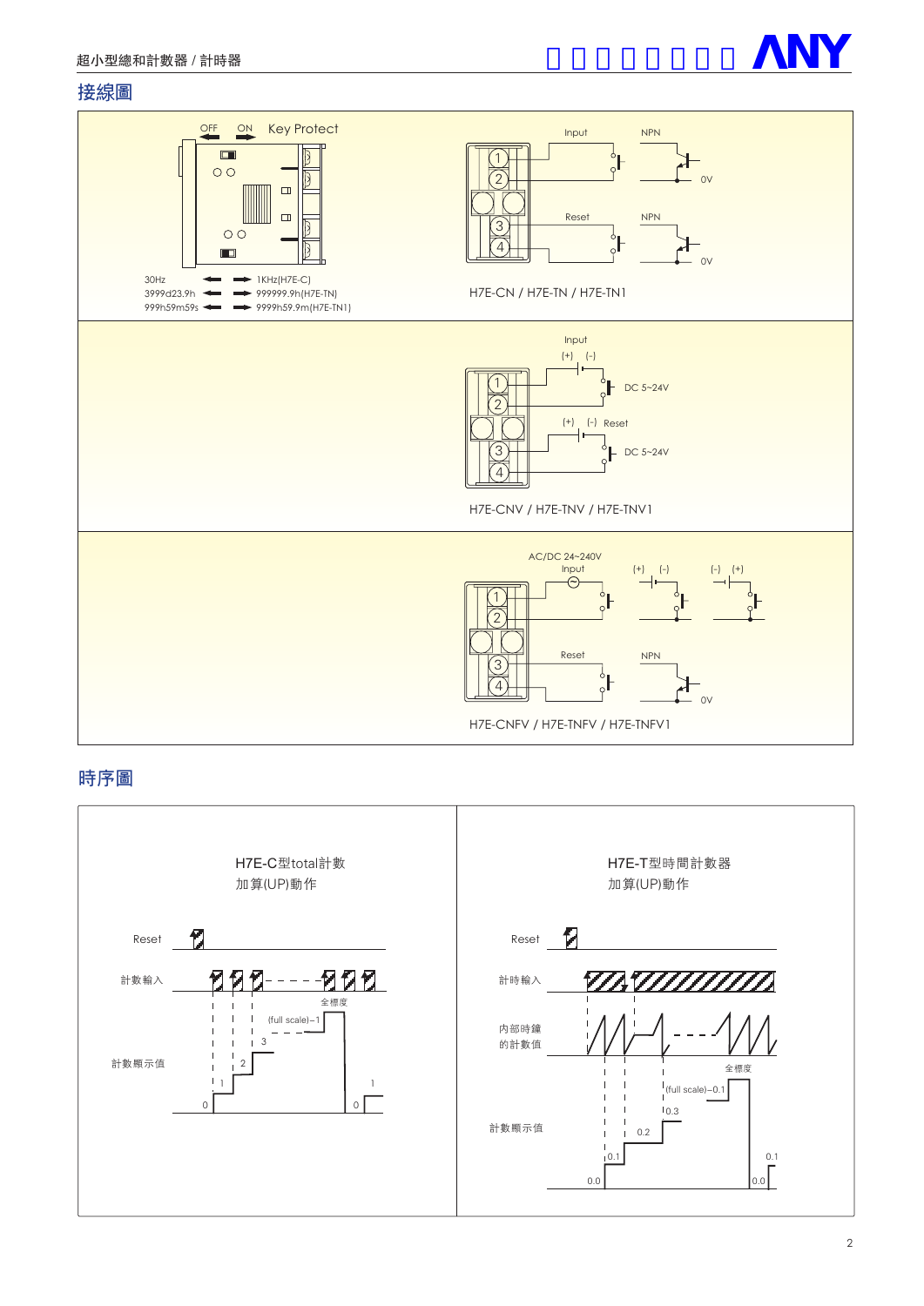## 接線圖

OFF ON Key Protect

30Hz ⟵ ⟶ 1KHz(H7E-C)
3999d23.9h ⟵ ⟶ 999999.9h(H7E-TN)
999h59m59s ⟵ ⟶ 9999h59.9m(H7E-TN1)

Input NPN 0V
Reset NPN 0V

H7E-CN / H7E-TN / H7E-TN1

Input (+) (-) DC 5~24V
(+) (-) Reset DC 5~24V

H7E-CNV / H7E-TNV / H7E-TNV1

AC/DC 24~240V Input (+) (-) (-) (+)
Reset NPN 0V

H7E-CNFV / H7E-TNFV / H7E-TNFV1

## 時序圖

H7E-C型total計數
加算(UP)動作

Reset
計數輸入
計數顯示值
全標度 (full scale)−1 3 2 1 0 0 1

H7E-T型時間計數器
加算(UP)動作

Reset
計時輸入
內部時鐘的計數值
計數顯示值
全標度 (full scale)−0.1 0.3 0.2 0.1 0.0 0.0 0.1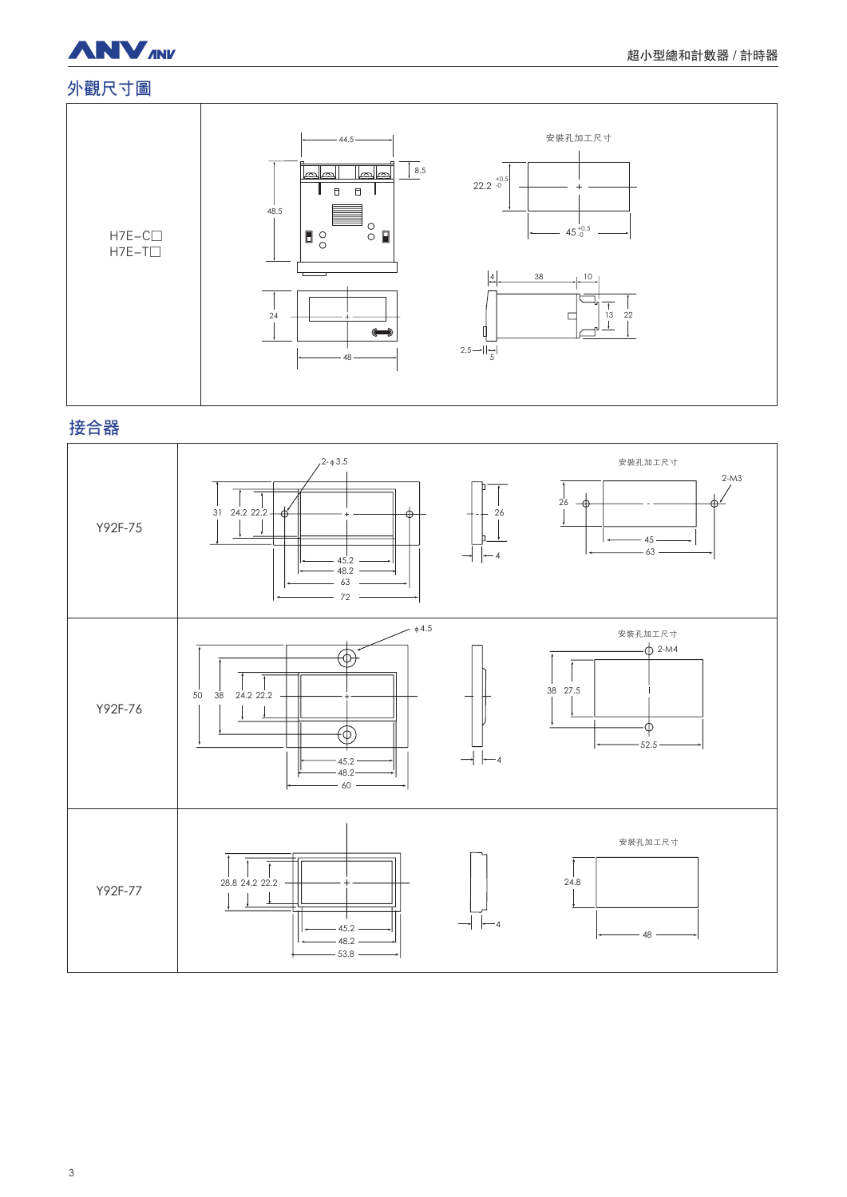## 外觀尺寸圖

H7E−C□
H7E−T□

44.5
8.5
48.5
24
48

安裝孔加工尺寸

22.2 +0.5 -0
45 +0.5 -0

4
38
10
13
22
2.5
5

## 接合器

Y92F-75

2-ϕ3.5
31
24.2
22.2
45.2
48.2
63
72
26
4

安裝孔加工尺寸

2-M3
26
45
63

Y92F-76

ϕ4.5
50
38
24.2
22.2
45.2
48.2
60
4

安裝孔加工尺寸

2-M4
38
27.5
52.5

Y92F-77

28.8
24.2
22.2
45.2
48.2
53.8
4

安裝孔加工尺寸

24.8
48